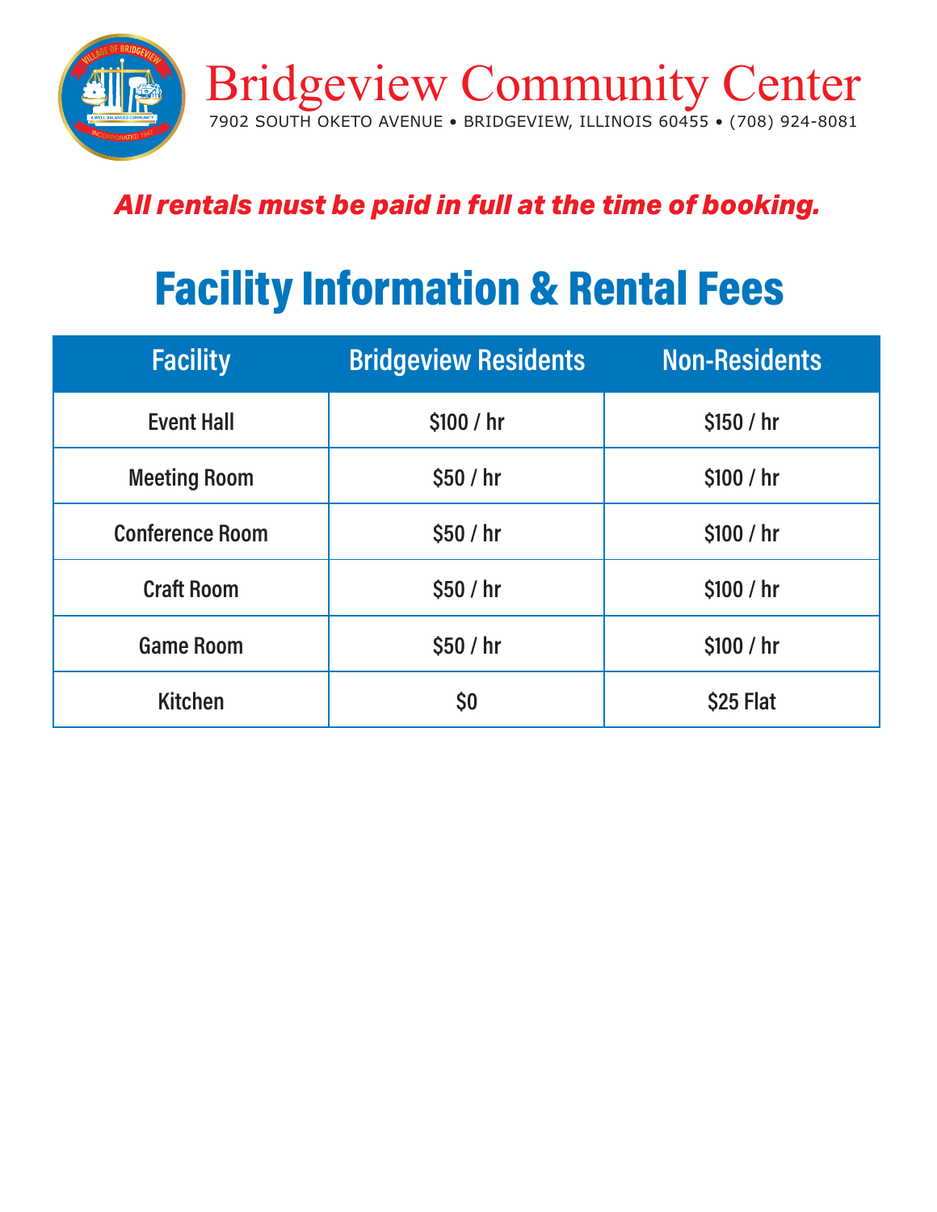# Bridgeview Community Center

7902 SOUTH OKETO AVENUE • BRIDGEVIEW, ILLINOIS 60455 • (708) 924-8081

***All rentals must be paid in full at the time of booking.***

## Facility Information & Rental Fees

| Facility | Bridgeview Residents | Non-Residents |
|---|---|---|
| Event Hall | $100 / hr | $150 / hr |
| Meeting Room | $50 / hr | $100 / hr |
| Conference Room | $50 / hr | $100 / hr |
| Craft Room | $50 / hr | $100 / hr |
| Game Room | $50 / hr | $100 / hr |
| Kitchen | $0 | $25 Flat |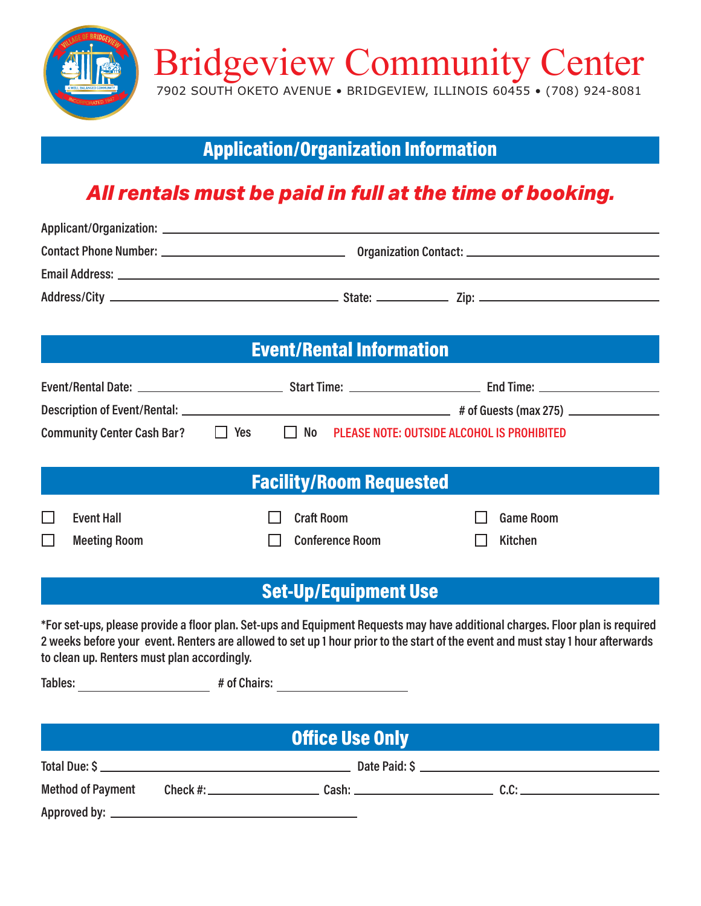# Bridgeview Community Center

7902 SOUTH OKETO AVENUE • BRIDGEVIEW, ILLINOIS 60455 • (708) 924-8081

## Application/Organization Information

***All rentals must be paid in full at the time of booking.***

Applicant/Organization: ______________________________

Contact Phone Number: ______________________ Organization Contact: ______________________

Email Address: ______________________________

Address/City ______________________ State: __________ Zip: __________

## Event/Rental Information

Event/Rental Date: ______________ Start Time: ______________ End Time: ______________

Description of Event/Rental: ______________________ # of Guests (max 275) __________

Community Center Cash Bar? ☐ Yes ☐ No **PLEASE NOTE: OUTSIDE ALCOHOL IS PROHIBITED**

## Facility/Room Requested

☐ Event Hall ☐ Craft Room ☐ Game Room

☐ Meeting Room ☐ Conference Room ☐ Kitchen

## Set-Up/Equipment Use

*For set-ups, please provide a floor plan. Set-ups and Equipment Requests may have additional charges. Floor plan is required 2 weeks before your event. Renters are allowed to set up 1 hour prior to the start of the event and must stay 1 hour afterwards to clean up. Renters must plan accordingly.

Tables: ______________ # of Chairs: ______________

## Office Use Only

Total Due: $ ______________________ Date Paid: $ ______________________

Method of Payment Check #: ______________ Cash: ______________ C.C: ______________

Approved by: ______________________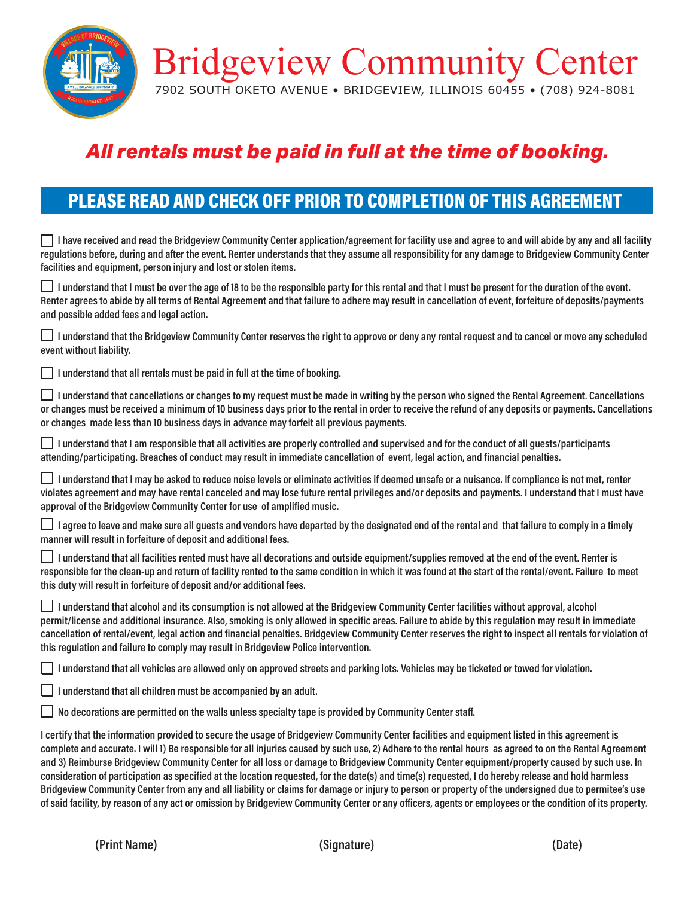# Bridgeview Community Center

7902 SOUTH OKETO AVENUE • BRIDGEVIEW, ILLINOIS 60455 • (708) 924-8081

***All rentals must be paid in full at the time of booking.***

## PLEASE READ AND CHECK OFF PRIOR TO COMPLETION OF THIS AGREEMENT

- ☐ I have received and read the Bridgeview Community Center application/agreement for facility use and agree to and will abide by any and all facility regulations before, during and after the event. Renter understands that they assume all responsibility for any damage to Bridgeview Community Center facilities and equipment, person injury and lost or stolen items.
- ☐ I understand that I must be over the age of 18 to be the responsible party for this rental and that I must be present for the duration of the event. Renter agrees to abide by all terms of Rental Agreement and that failure to adhere may result in cancellation of event, forfeiture of deposits/payments and possible added fees and legal action.
- ☐ I understand that the Bridgeview Community Center reserves the right to approve or deny any rental request and to cancel or move any scheduled event without liability.
- ☐ I understand that all rentals must be paid in full at the time of booking.
- ☐ I understand that cancellations or changes to my request must be made in writing by the person who signed the Rental Agreement. Cancellations or changes must be received a minimum of 10 business days prior to the rental in order to receive the refund of any deposits or payments. Cancellations or changes made less than 10 business days in advance may forfeit all previous payments.
- ☐ I understand that I am responsible that all activities are properly controlled and supervised and for the conduct of all guests/participants attending/participating. Breaches of conduct may result in immediate cancellation of event, legal action, and financial penalties.
- ☐ I understand that I may be asked to reduce noise levels or eliminate activities if deemed unsafe or a nuisance. If compliance is not met, renter violates agreement and may have rental canceled and may lose future rental privileges and/or deposits and payments. I understand that I must have approval of the Bridgeview Community Center for use of amplified music.
- ☐ I agree to leave and make sure all guests and vendors have departed by the designated end of the rental and that failure to comply in a timely manner will result in forfeiture of deposit and additional fees.
- ☐ I understand that all facilities rented must have all decorations and outside equipment/supplies removed at the end of the event. Renter is responsible for the clean-up and return of facility rented to the same condition in which it was found at the start of the rental/event. Failure to meet this duty will result in forfeiture of deposit and/or additional fees.
- ☐ I understand that alcohol and its consumption is not allowed at the Bridgeview Community Center facilities without approval, alcohol permit/license and additional insurance. Also, smoking is only allowed in specific areas. Failure to abide by this regulation may result in immediate cancellation of rental/event, legal action and financial penalties. Bridgeview Community Center reserves the right to inspect all rentals for violation of this regulation and failure to comply may result in Bridgeview Police intervention.
- ☐ I understand that all vehicles are allowed only on approved streets and parking lots. Vehicles may be ticketed or towed for violation.
- ☐ I understand that all children must be accompanied by an adult.
- ☐ No decorations are permitted on the walls unless specialty tape is provided by Community Center staff.

I certify that the information provided to secure the usage of Bridgeview Community Center facilities and equipment listed in this agreement is complete and accurate. I will 1) Be responsible for all injuries caused by such use, 2) Adhere to the rental hours as agreed to on the Rental Agreement and 3) Reimburse Bridgeview Community Center for all loss or damage to Bridgeview Community Center equipment/property caused by such use. In consideration of participation as specified at the location requested, for the date(s) and time(s) requested, I do hereby release and hold harmless Bridgeview Community Center from any and all liability or claims for damage or injury to person or property of the undersigned due to permitee's use of said facility, by reason of any act or omission by Bridgeview Community Center or any officers, agents or employees or the condition of its property.

| | | |
|---|---|---|
| ______________________ | ______________________ | ______________________ |
| (Print Name) | (Signature) | (Date) |